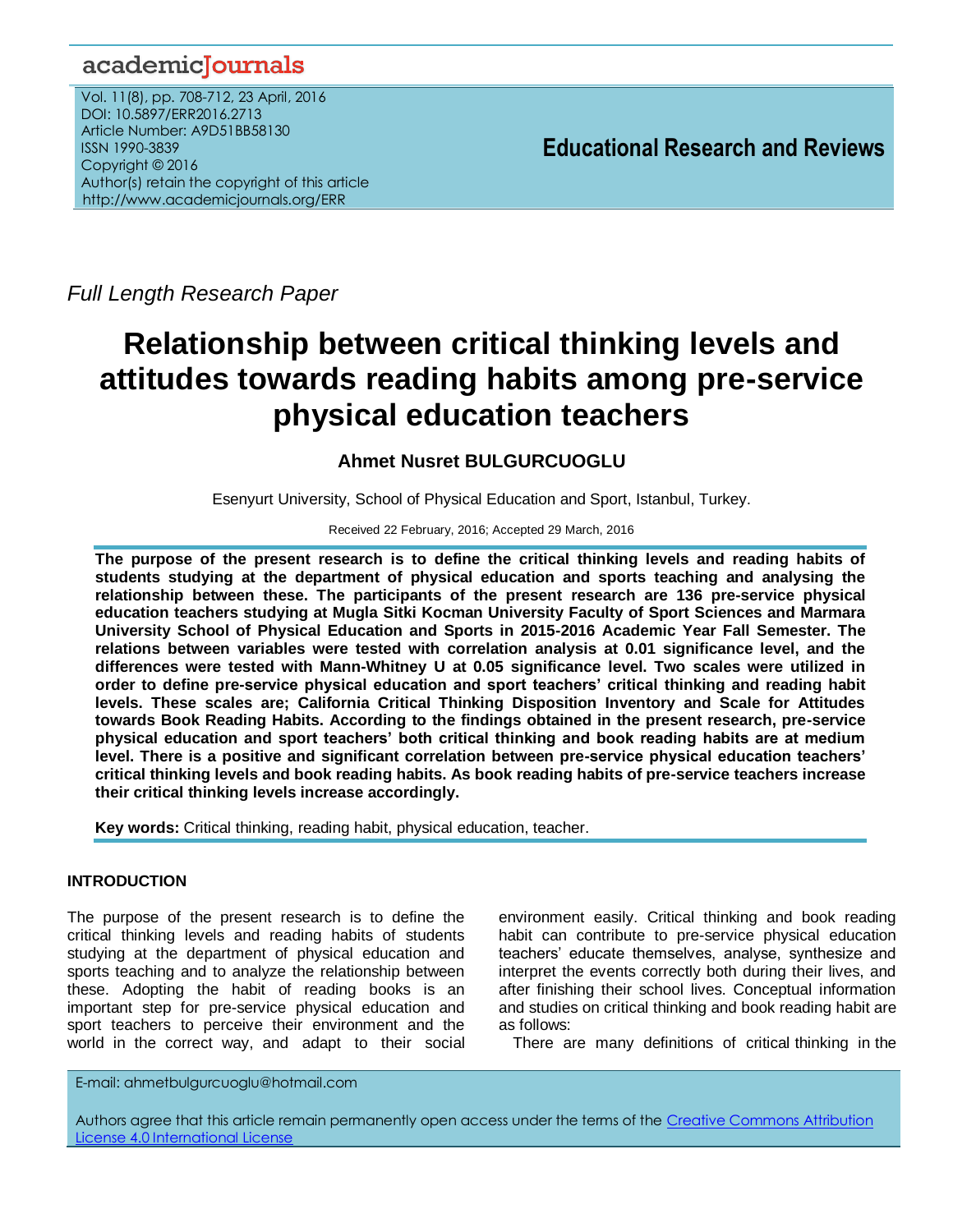*Full Length Research Paper*

# Relationship between critical thinking levels and attitudes towards reading habits among pre-service physical education teachers

**Ahmet Nusret BULGURCUOGLU**

Esenyurt University, School of Physical Education and Sport, Istanbul, Turkey.

Received 22 February, 2016; Accepted 29 March, 2016

**The purpose of the present research is to define the critical thinking levels and reading habits of students studying at the department of physical education and sports teaching and analysing the relationship between these. The participants of the present research are 136 pre-service physical education teachers studying at Mugla Sitki Kocman University Faculty of Sport Sciences and Marmara University School of Physical Education and Sports in 2015-2016 Academic Year Fall Semester. The relations between variables were tested with correlation analysis at 0.01 significance level, and the differences were tested with Mann-Whitney U at 0.05 significance level. Two scales were utilized in order to define pre-service physical education and sport teachers' critical thinking and reading habit levels. These scales are; California Critical Thinking Disposition Inventory and Scale for Attitudes towards Book Reading Habits. According to the findings obtained in the present research, pre-service physical education and sport teachers' both critical thinking and book reading habits are at medium level. There is a positive and significant correlation between pre-service physical education teachers' critical thinking levels and book reading habits. As book reading habits of pre-service teachers increase their critical thinking levels increase accordingly.**

**Key words:** Critical thinking, reading habit, physical education, teacher.

## INTRODUCTION

The purpose of the present research is to define the critical thinking levels and reading habits of students studying at the department of physical education and sports teaching and to analyze the relationship between these. Adopting the habit of reading books is an important step for pre-service physical education and sport teachers to perceive their environment and the world in the correct way, and adapt to their social environment easily. Critical thinking and book reading habit can contribute to pre-service physical education teachers' educate themselves, analyse, synthesize and interpret the events correctly both during their lives, and after finishing their school lives. Conceptual information and studies on critical thinking and book reading habit are as follows:

There are many definitions of critical thinking in the

E-mail: ahmetbulgurcuoglu@hotmail.com

Authors agree that this article remain permanently open access under the terms of the Creative Commons Attribution License 4.0 International License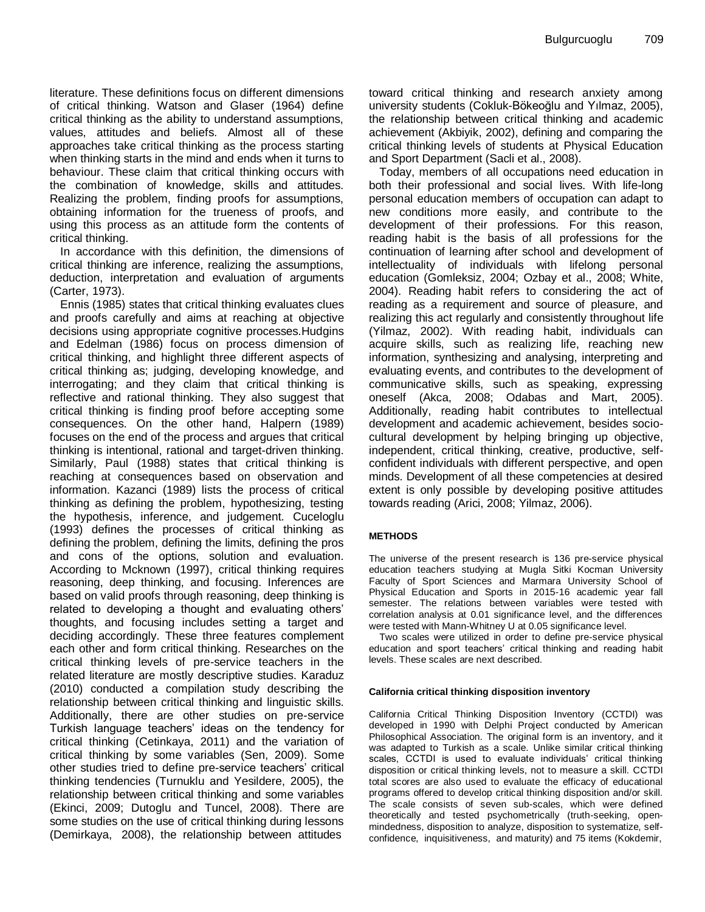literature. These definitions focus on different dimensions of critical thinking. Watson and Glaser (1964) define critical thinking as the ability to understand assumptions, values, attitudes and beliefs. Almost all of these approaches take critical thinking as the process starting when thinking starts in the mind and ends when it turns to behaviour. These claim that critical thinking occurs with the combination of knowledge, skills and attitudes. Realizing the problem, finding proofs for assumptions, obtaining information for the trueness of proofs, and using this process as an attitude form the contents of critical thinking.

In accordance with this definition, the dimensions of critical thinking are inference, realizing the assumptions, deduction, interpretation and evaluation of arguments (Carter, 1973).

Ennis (1985) states that critical thinking evaluates clues and proofs carefully and aims at reaching at objective decisions using appropriate cognitive processes.Hudgins and Edelman (1986) focus on process dimension of critical thinking, and highlight three different aspects of critical thinking as; judging, developing knowledge, and interrogating; and they claim that critical thinking is reflective and rational thinking. They also suggest that critical thinking is finding proof before accepting some consequences. On the other hand, Halpern (1989) focuses on the end of the process and argues that critical thinking is intentional, rational and target-driven thinking. Similarly, Paul (1988) states that critical thinking is reaching at consequences based on observation and information. Kazanci (1989) lists the process of critical thinking as defining the problem, hypothesizing, testing the hypothesis, inference, and judgement. Cuceloglu (1993) defines the processes of critical thinking as defining the problem, defining the limits, defining the pros and cons of the options, solution and evaluation. According to Mcknown (1997), critical thinking requires reasoning, deep thinking, and focusing. Inferences are based on valid proofs through reasoning, deep thinking is related to developing a thought and evaluating others' thoughts, and focusing includes setting a target and deciding accordingly. These three features complement each other and form critical thinking. Researches on the critical thinking levels of pre-service teachers in the related literature are mostly descriptive studies. Karaduz (2010) conducted a compilation study describing the relationship between critical thinking and linguistic skills. Additionally, there are other studies on pre-service Turkish language teachers' ideas on the tendency for critical thinking (Cetinkaya, 2011) and the variation of critical thinking by some variables (Sen, 2009). Some other studies tried to define pre-service teachers' critical thinking tendencies (Turnuklu and Yesildere, 2005), the relationship between critical thinking and some variables (Ekinci, 2009; Dutoglu and Tuncel, 2008). There are some studies on the use of critical thinking during lessons (Demirkaya, 2008), the relationship between attitudes toward critical thinking and research anxiety among university students (Cokluk-Bökeoğlu and Yılmaz, 2005), the relationship between critical thinking and academic achievement (Akbiyik, 2002), defining and comparing the critical thinking levels of students at Physical Education and Sport Department (Sacli et al., 2008).

Today, members of all occupations need education in both their professional and social lives. With life-long personal education members of occupation can adapt to new conditions more easily, and contribute to the development of their professions. For this reason, reading habit is the basis of all professions for the continuation of learning after school and development of intellectuality of individuals with lifelong personal education (Gomleksiz, 2004; Ozbay et al., 2008; White, 2004). Reading habit refers to considering the act of reading as a requirement and source of pleasure, and realizing this act regularly and consistently throughout life (Yilmaz, 2002). With reading habit, individuals can acquire skills, such as realizing life, reaching new information, synthesizing and analysing, interpreting and evaluating events, and contributes to the development of communicative skills, such as speaking, expressing oneself (Akca, 2008; Odabas and Mart, 2005). Additionally, reading habit contributes to intellectual development and academic achievement, besides socio-cultural development by helping bringing up objective, independent, critical thinking, creative, productive, self-confident individuals with different perspective, and open minds. Development of all these competencies at desired extent is only possible by developing positive attitudes towards reading (Arici, 2008; Yilmaz, 2006).

## METHODS

The universe of the present research is 136 pre-service physical education teachers studying at Mugla Sitki Kocman University Faculty of Sport Sciences and Marmara University School of Physical Education and Sports in 2015-16 academic year fall semester. The relations between variables were tested with correlation analysis at 0.01 significance level, and the differences were tested with Mann-Whitney U at 0.05 significance level.

Two scales were utilized in order to define pre-service physical education and sport teachers' critical thinking and reading habit levels. These scales are next described.

### California critical thinking disposition inventory

California Critical Thinking Disposition Inventory (CCTDI) was developed in 1990 with Delphi Project conducted by American Philosophical Association. The original form is an inventory, and it was adapted to Turkish as a scale. Unlike similar critical thinking scales, CCTDI is used to evaluate individuals' critical thinking disposition or critical thinking levels, not to measure a skill. CCTDI total scores are also used to evaluate the efficacy of educational programs offered to develop critical thinking disposition and/or skill. The scale consists of seven sub-scales, which were defined theoretically and tested psychometrically (truth-seeking, open-mindedness, disposition to analyze, disposition to systematize, self-confidence, inquisitiveness, and maturity) and 75 items (Kokdemir,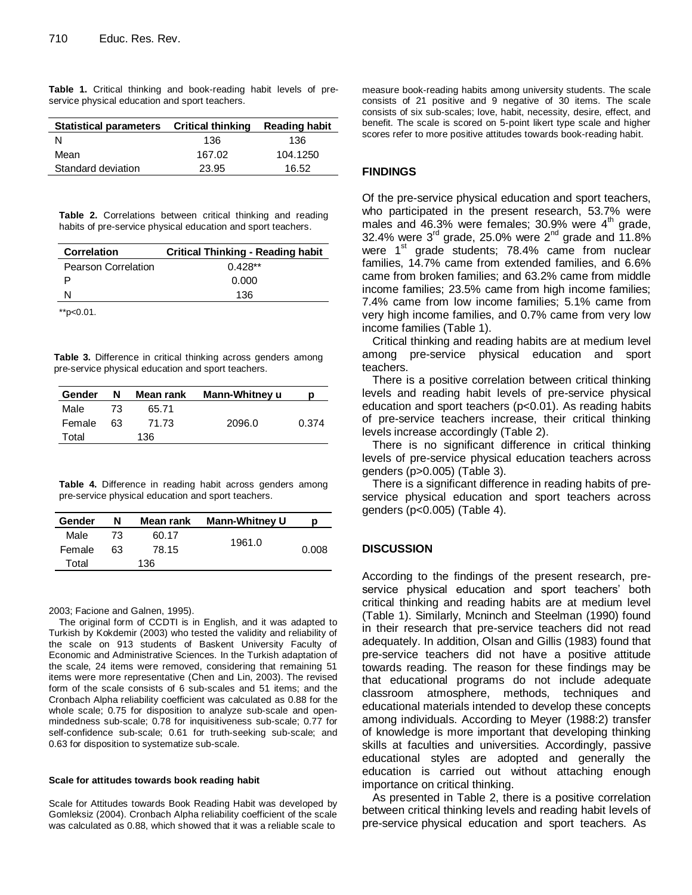**Table 1.** Critical thinking and book-reading habit levels of pre-service physical education and sport teachers.

| Statistical parameters | Critical thinking | Reading habit |
|---|---|---|
| N | 136 | 136 |
| Mean | 167.02 | 104.1250 |
| Standard deviation | 23.95 | 16.52 |

**Table 2.** Correlations between critical thinking and reading habits of pre-service physical education and sport teachers.

| Correlation | Critical Thinking - Reading habit |
|---|---|
| Pearson Correlation | 0.428** |
| P | 0.000 |
| N | 136 |

**p<0.01.

**Table 3.** Difference in critical thinking across genders among pre-service physical education and sport teachers.

| Gender | N | Mean rank | Mann-Whitney u | p |
|---|---|---|---|---|
| Male | 73 | 65.71 | | |
| Female | 63 | 71.73 | 2096.0 | 0.374 |
| Total | | 136 | | |

**Table 4.** Difference in reading habit across genders among pre-service physical education and sport teachers.

| Gender | N | Mean rank | Mann-Whitney U | p |
|---|---|---|---|---|
| Male | 73 | 60.17 | 1961.0 | 0.008 |
| Female | 63 | 78.15 | | |
| Total | | 136 | | |

2003; Facione and Galnen, 1995).

The original form of CCDTI is in English, and it was adapted to Turkish by Kokdemir (2003) who tested the validity and reliability of the scale on 913 students of Baskent University Faculty of Economic and Administrative Sciences. In the Turkish adaptation of the scale, 24 items were removed, considering that remaining 51 items were more representative (Chen and Lin, 2003). The revised form of the scale consists of 6 sub-scales and 51 items; and the Cronbach Alpha reliability coefficient was calculated as 0.88 for the whole scale; 0.75 for disposition to analyze sub-scale and open-mindedness sub-scale; 0.78 for inquisitiveness sub-scale; 0.77 for self-confidence sub-scale; 0.61 for truth-seeking sub-scale; and 0.63 for disposition to systematize sub-scale.

#### Scale for attitudes towards book reading habit

Scale for Attitudes towards Book Reading Habit was developed by Gomleksiz (2004). Cronbach Alpha reliability coefficient of the scale was calculated as 0.88, which showed that it was a reliable scale to measure book-reading habits among university students. The scale consists of 21 positive and 9 negative of 30 items. The scale consists of six sub-scales; love, habit, necessity, desire, effect, and benefit. The scale is scored on 5-point likert type scale and higher scores refer to more positive attitudes towards book-reading habit.

## FINDINGS

Of the pre-service physical education and sport teachers, who participated in the present research, 53.7% were males and 46.3% were females; 30.9% were 4th grade, 32.4% were 3rd grade, 25.0% were 2nd grade and 11.8% were 1st grade students; 78.4% came from nuclear families, 14.7% came from extended families, and 6.6% came from broken families; and 63.2% came from middle income families; 23.5% came from high income families; 7.4% came from low income families; 5.1% came from very high income families, and 0.7% came from very low income families (Table 1).

Critical thinking and reading habits are at medium level among pre-service physical education and sport teachers.

There is a positive correlation between critical thinking levels and reading habit levels of pre-service physical education and sport teachers ($p<0.01$). As reading habits of pre-service teachers increase, their critical thinking levels increase accordingly (Table 2).

There is no significant difference in critical thinking levels of pre-service physical education teachers across genders ($p>0.005$) (Table 3).

There is a significant difference in reading habits of pre-service physical education and sport teachers across genders ($p<0.005$) (Table 4).

## DISCUSSION

According to the findings of the present research, pre-service physical education and sport teachers' both critical thinking and reading habits are at medium level (Table 1). Similarly, Mcninch and Steelman (1990) found in their research that pre-service teachers did not read adequately. In addition, Olsan and Gillis (1983) found that pre-service teachers did not have a positive attitude towards reading. The reason for these findings may be that educational programs do not include adequate classroom atmosphere, methods, techniques and educational materials intended to develop these concepts among individuals. According to Meyer (1988:2) transfer of knowledge is more important that developing thinking skills at faculties and universities. Accordingly, passive educational styles are adopted and generally the education is carried out without attaching enough importance on critical thinking.

As presented in Table 2, there is a positive correlation between critical thinking levels and reading habit levels of pre-service physical education and sport teachers. As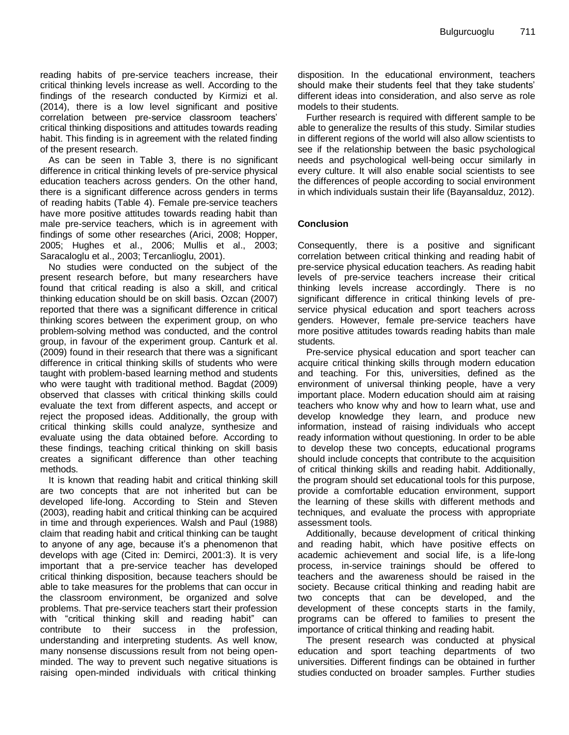reading habits of pre-service teachers increase, their critical thinking levels increase as well. According to the findings of the research conducted by Kirmizi et al. (2014), there is a low level significant and positive correlation between pre-service classroom teachers' critical thinking dispositions and attitudes towards reading habit. This finding is in agreement with the related finding of the present research.

As can be seen in Table 3, there is no significant difference in critical thinking levels of pre-service physical education teachers across genders. On the other hand, there is a significant difference across genders in terms of reading habits (Table 4). Female pre-service teachers have more positive attitudes towards reading habit than male pre-service teachers, which is in agreement with findings of some other researches (Arici, 2008; Hopper, 2005; Hughes et al., 2006; Mullis et al., 2003; Saracaloglu et al., 2003; Tercanlioglu, 2001).

No studies were conducted on the subject of the present research before, but many researchers have found that critical reading is also a skill, and critical thinking education should be on skill basis. Ozcan (2007) reported that there was a significant difference in critical thinking scores between the experiment group, on who problem-solving method was conducted, and the control group, in favour of the experiment group. Canturk et al. (2009) found in their research that there was a significant difference in critical thinking skills of students who were taught with problem-based learning method and students who were taught with traditional method. Bagdat (2009) observed that classes with critical thinking skills could evaluate the text from different aspects, and accept or reject the proposed ideas. Additionally, the group with critical thinking skills could analyze, synthesize and evaluate using the data obtained before. According to these findings, teaching critical thinking on skill basis creates a significant difference than other teaching methods.

It is known that reading habit and critical thinking skill are two concepts that are not inherited but can be developed life-long. According to Stein and Steven (2003), reading habit and critical thinking can be acquired in time and through experiences. Walsh and Paul (1988) claim that reading habit and critical thinking can be taught to anyone of any age, because it's a phenomenon that develops with age (Cited in: Demirci, 2001:3). It is very important that a pre-service teacher has developed critical thinking disposition, because teachers should be able to take measures for the problems that can occur in the classroom environment, be organized and solve problems. That pre-service teachers start their profession with "critical thinking skill and reading habit" can contribute to their success in the profession, understanding and interpreting students. As well know, many nonsense discussions result from not being open-minded. The way to prevent such negative situations is raising open-minded individuals with critical thinking disposition. In the educational environment, teachers should make their students feel that they take students' different ideas into consideration, and also serve as role models to their students.

Further research is required with different sample to be able to generalize the results of this study. Similar studies in different regions of the world will also allow scientists to see if the relationship between the basic psychological needs and psychological well-being occur similarly in every culture. It will also enable social scientists to see the differences of people according to social environment in which individuals sustain their life (Bayansalduz, 2012).

## Conclusion

Consequently, there is a positive and significant correlation between critical thinking and reading habit of pre-service physical education teachers. As reading habit levels of pre-service teachers increase their critical thinking levels increase accordingly. There is no significant difference in critical thinking levels of pre-service physical education and sport teachers across genders. However, female pre-service teachers have more positive attitudes towards reading habits than male students.

Pre-service physical education and sport teacher can acquire critical thinking skills through modern education and teaching. For this, universities, defined as the environment of universal thinking people, have a very important place. Modern education should aim at raising teachers who know why and how to learn what, use and develop knowledge they learn, and produce new information, instead of raising individuals who accept ready information without questioning. In order to be able to develop these two concepts, educational programs should include concepts that contribute to the acquisition of critical thinking skills and reading habit. Additionally, the program should set educational tools for this purpose, provide a comfortable education environment, support the learning of these skills with different methods and techniques, and evaluate the process with appropriate assessment tools.

Additionally, because development of critical thinking and reading habit, which have positive effects on academic achievement and social life, is a life-long process, in-service trainings should be offered to teachers and the awareness should be raised in the society. Because critical thinking and reading habit are two concepts that can be developed, and the development of these concepts starts in the family, programs can be offered to families to present the importance of critical thinking and reading habit.

The present research was conducted at physical education and sport teaching departments of two universities. Different findings can be obtained in further studies conducted on broader samples. Further studies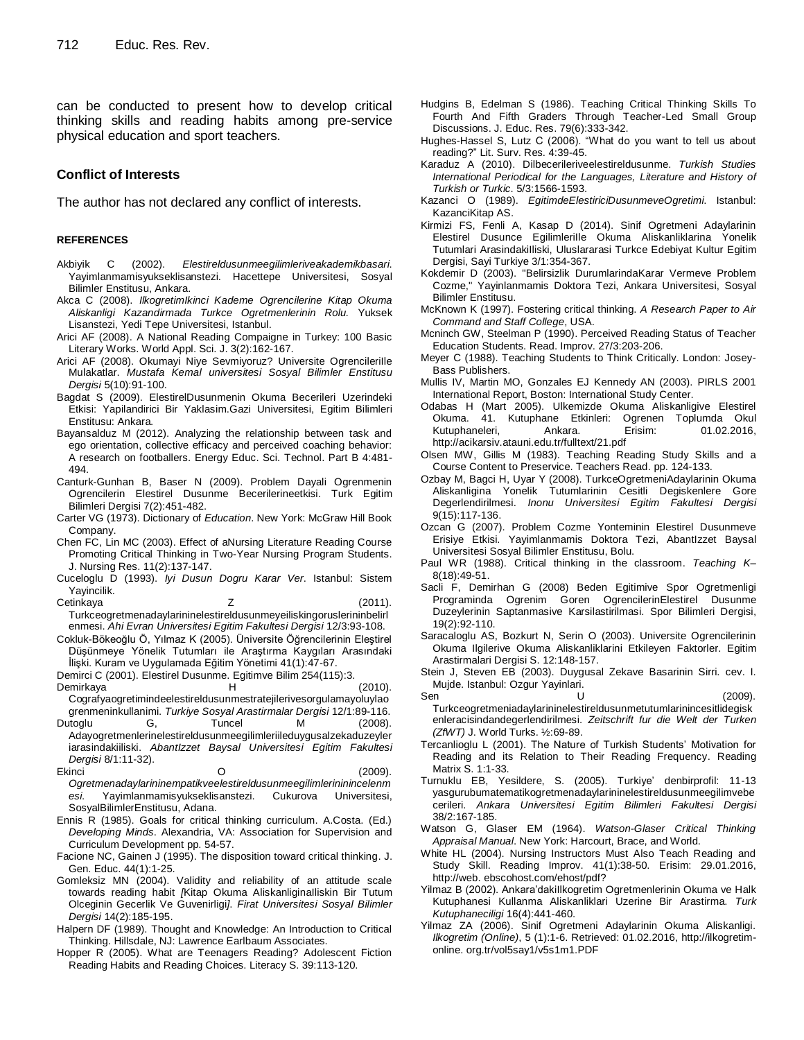can be conducted to present how to develop critical thinking skills and reading habits among pre-service physical education and sport teachers.

## Conflict of Interests

The author has not declared any conflict of interests.

### REFERENCES

Akbiyik C (2002). *Elestireldusunmeegilimleriveakademikbasari.* Yayimlanmamisyukseklisanstezi. Hacettepe Universitesi, Sosyal Bilimler Enstitusu, Ankara.

Akca C (2008). *IlkogretimIkinci Kademe Ogrencilerine Kitap Okuma Aliskanligi Kazandirmada Turkce Ogretmenlerinin Rolu.* Yuksek Lisanstezi, Yedi Tepe Universitesi, Istanbul.

Arici AF (2008). A National Reading Compaigne in Turkey: 100 Basic Literary Works. World Appl. Sci. J. 3(2):162-167.

Arici AF (2008). Okumayi Niye Sevmiyoruz? Universite OgrencileriIle Mulakatlar. *Mustafa Kemal universitesi Sosyal Bilimler Enstitusu Dergisi* 5(10):91-100.

Bagdat S (2009). ElestirelDusunmenin Okuma Becerileri Uzerindeki Etkisi: Yapilandirici Bir Yaklasim.Gazi Universitesi, Egitim Bilimleri Enstitusu: Ankara.

Bayansalduz M (2012). Analyzing the relationship between task and ego orientation, collective efficacy and perceived coaching behavior: A research on footballers. Energy Educ. Sci. Technol. Part B 4:481-494.

Canturk-Gunhan B, Baser N (2009). Problem Dayali Ogrenmenin Ogrencilerin Elestirel Dusunme Becerilerineetkisi. Turk Egitim Bilimleri Dergisi 7(2):451-482.

Carter VG (1973). Dictionary of *Education*. New York: McGraw Hill Book Company.

Chen FC, Lin MC (2003). Effect of aNursing Literature Reading Course Promoting Critical Thinking in Two-Year Nursing Program Students. J. Nursing Res. 11(2):137-147.

Cuceloglu D (1993). *Iyi Dusun Dogru Karar Ver*. Istanbul: Sistem Yayincilik.

Cetinkaya Z (2011). Turkceogretmenadaylarininelestireldusunmeyeiliskingoruslerininbelirlenmesi. *Ahi Evran Universitesi Egitim Fakultesi Dergisi* 12/3:93-108.

Cokluk-Bökeoğlu Ö, Yılmaz K (2005). Üniversite Öğrencilerinin Eleştirel Düşünmeye Yönelik Tutumları ile Araştırma Kaygıları Arasındaki İlişki. Kuram ve Uygulamada Eğitim Yönetimi 41(1):47-67.

Demirci C (2001). Elestirel Dusunme. Egitimve Bilim 254(115):3.

Demirkaya H (2010). Cografyaogretimindeelestireldusunmestratejilerivesorgulamayoluylaogrenmeninkullanimi. *Turkiye Sosyal Arastirmalar Dergisi* 12/1:89-116.

Dutoglu G, Tuncel M (2008). Adayogretmenlerinelestireldusunmeegilimleriileduygusalzekaduzeyleriarasindakiiliski. *AbantIzzet Baysal Universitesi Egitim Fakultesi Dergisi* 8/1:11-32).

Ekinci O (2009). *Ogretmenadaylarininempatikveelestireldusunmeegilimlerininincelenmesi.* Yayimlanmamisyukseklisanstezi. Cukurova Universitesi, SosyalBilimlerEnstitusu, Adana.

Ennis R (1985). Goals for critical thinking curriculum. A.Costa. (Ed.) *Developing Minds*. Alexandria, VA: Association for Supervision and Curriculum Development pp. 54-57.

Facione NC, Gainen J (1995). The disposition toward critical thinking. J. Gen. Educ. 44(1):1-25.

Gomleksiz MN (2004). Validity and reliability of an attitude scale towards reading habit *[*Kitap Okuma AliskanliginaIliskin Bir Tutum Olceginin Gecerlik Ve Guvenirligi*]*. *Firat Universitesi Sosyal Bilimler Dergisi* 14(2):185-195.

Halpern DF (1989). Thought and Knowledge: An Introduction to Critical Thinking. Hillsdale, NJ: Lawrence Earlbaum Associates.

Hopper R (2005). What are Teenagers Reading? Adolescent Fiction Reading Habits and Reading Choices. Literacy S. 39:113-120.

Hudgins B, Edelman S (1986). Teaching Critical Thinking Skills To Fourth And Fifth Graders Through Teacher-Led Small Group Discussions. J. Educ. Res. 79(6):333-342.

Hughes-Hassel S, Lutz C (2006). "What do you want to tell us about reading?" Lit. Surv. Res. 4:39-45.

Karaduz A (2010). Dilbecerileriveelestireldusunme. *Turkish Studies International Periodical for the Languages, Literature and History of Turkish or Turkic*. 5/3:1566-1593.

Kazanci O (1989). *EgitimdeElestiriciDusunmeveOgretimi.* Istanbul: KazanciKitap AS.

Kirmizi FS, Fenli A, Kasap D (2014). Sinif Ogretmeni Adaylarinin Elestirel Dusunce EgilimleriIle Okuma Aliskanliklarina Yonelik Tutumlari ArasindakiIliski, Uluslararasi Turkce Edebiyat Kultur Egitim Dergisi, Sayi Turkiye 3/1:354-367.

Kokdemir D (2003). "Belirsizlik DurumlarindaKarar Vermeve Problem Cozme," Yayinlanmamis Doktora Tezi, Ankara Universitesi, Sosyal Bilimler Enstitusu.

McKnown K (1997). Fostering critical thinking. *A Research Paper to Air Command and Staff College*, USA.

Mcninch GW, Steelman P (1990). Perceived Reading Status of Teacher Education Students. Read. Improv. 27/3:203-206.

Meyer C (1988). Teaching Students to Think Critically. London: Josey-Bass Publishers.

Mullis IV, Martin MO, Gonzales EJ Kennedy AN (2003). PIRLS 2001 International Report, Boston: International Study Center.

Odabas H (Mart 2005). Ulkemizde Okuma Aliskanligive Elestirel Okuma. 41. Kutuphane Etkinleri: Ogrenen Toplumda Okul Kutuphaneleri, Ankara. Erisim: 01.02.2016, http://acikarsiv.atauni.edu.tr/fulltext/21.pdf

Olsen MW, Gillis M (1983). Teaching Reading Study Skills and a Course Content to Preservice. Teachers Read. pp. 124-133.

Ozbay M, Bagci H, Uyar Y (2008). TurkceOgretmeniAdaylarinin Okuma Aliskanligina Yonelik Tutumlarinin Cesitli Degiskenlere Gore Degerlendirilmesi. *Inonu Universitesi Egitim Fakultesi Dergisi* 9(15):117-136.

Ozcan G (2007). Problem Cozme Yonteminin Elestirel Dusunmeve Erisiye Etkisi. Yayimlanmamis Doktora Tezi, AbantIzzet Baysal Universitesi Sosyal Bilimler Enstitusu, Bolu.

Paul WR (1988). Critical thinking in the classroom. *Teaching K–* 8(18):49-51.

Sacli F, Demirhan G (2008) Beden Egitimive Spor Ogretmenligi Programinda Ogrenim Goren OgrencilerinElestirel Dusunme Duzeylerinin Saptanmasive Karsilastirilmasi. Spor Bilimleri Dergisi, 19(2):92-110.

Saracaloglu AS, Bozkurt N, Serin O (2003). Universite Ogrencilerinin Okuma Ilgilerive Okuma Aliskanliklarini Etkileyen Faktorler. Egitim Arastirmalari Dergisi S. 12:148-157.

Stein J, Steven EB (2003). Duygusal Zekave Basarinin Sirri. cev. I. Mujde. Istanbul: Ozgur Yayinlari.

Sen U (2009). Turkceogretmeniadaylarininelestireldusunmetutumlarinincesitlidegiskenleracisindandegerlendirilmesi. *Zeitschrift fur die Welt der Turken (ZfWT)* J. World Turks. ½:69-89.

Tercanlioglu L (2001). The Nature of Turkish Students' Motivation for Reading and its Relation to Their Reading Frequency. Reading Matrix S. 1:1-33.

Turnuklu EB, Yesildere, S. (2005). Turkiye' denbirprofil: 11-13 yasgurubumatematikogretmenadaylarininelestireldusunmeegilimvebecerileri. *Ankara Universitesi Egitim Bilimleri Fakultesi Dergisi* 38/2:167-185.

Watson G, Glaser EM (1964). *Watson-Glaser Critical Thinking Appraisal Manual*. New York: Harcourt, Brace, and World.

White HL (2004). Nursing Instructors Must Also Teach Reading and Study Skill. Reading Improv. 41(1):38-50. Erisim: 29.01.2016, http://web. ebscohost.com/ehost/pdf?

Yilmaz B (2002). Ankara'dakiIlkogretim Ogretmenlerinin Okuma ve Halk Kutuphanesi Kullanma Aliskanliklari Uzerine Bir Arastirma. *Turk Kutuphaneciligi* 16(4):441-460.

Yilmaz ZA (2006). Sinif Ogretmeni Adaylarinin Okuma Aliskanligi. *Ilkogretim (Online)*, 5 (1):1-6. Retrieved: 01.02.2016, http://ilkogretim-online. org.tr/vol5say1/v5s1m1.PDF